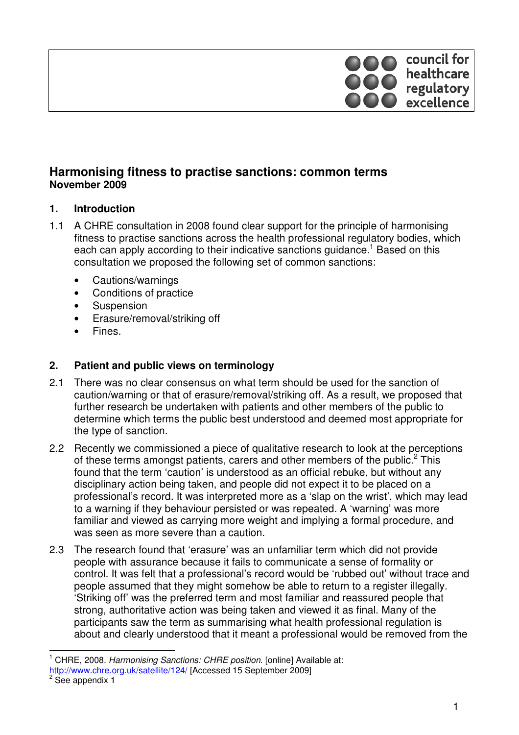council for healthcare regulatory excellence

# Harmonising fitness to practise sanctions: common terms

**November 2009**

## 1. Introduction

1.1 A CHRE consultation in 2008 found clear support for the principle of harmonising fitness to practise sanctions across the health professional regulatory bodies, which each can apply according to their indicative sanctions guidance.[1] Based on this consultation we proposed the following set of common sanctions:

- Cautions/warnings
- Conditions of practice
- Suspension
- Erasure/removal/striking off
- Fines.

## 2. Patient and public views on terminology

2.1 There was no clear consensus on what term should be used for the sanction of caution/warning or that of erasure/removal/striking off. As a result, we proposed that further research be undertaken with patients and other members of the public to determine which terms the public best understood and deemed most appropriate for the type of sanction.

2.2 Recently we commissioned a piece of qualitative research to look at the perceptions of these terms amongst patients, carers and other members of the public.[2] This found that the term 'caution' is understood as an official rebuke, but without any disciplinary action being taken, and people did not expect it to be placed on a professional's record. It was interpreted more as a 'slap on the wrist', which may lead to a warning if they behaviour persisted or was repeated. A 'warning' was more familiar and viewed as carrying more weight and implying a formal procedure, and was seen as more severe than a caution.

2.3 The research found that 'erasure' was an unfamiliar term which did not provide people with assurance because it fails to communicate a sense of formality or control. It was felt that a professional's record would be 'rubbed out' without trace and people assumed that they might somehow be able to return to a register illegally. 'Striking off' was the preferred term and most familiar and reassured people that strong, authoritative action was being taken and viewed it as final. Many of the participants saw the term as summarising what health professional regulation is about and clearly understood that it meant a professional would be removed from the

---

[1] CHRE, 2008. *Harmonising Sanctions: CHRE position*. [online] Available at: http://www.chre.org.uk/satellite/124/ [Accessed 15 September 2009]

[2] See appendix 1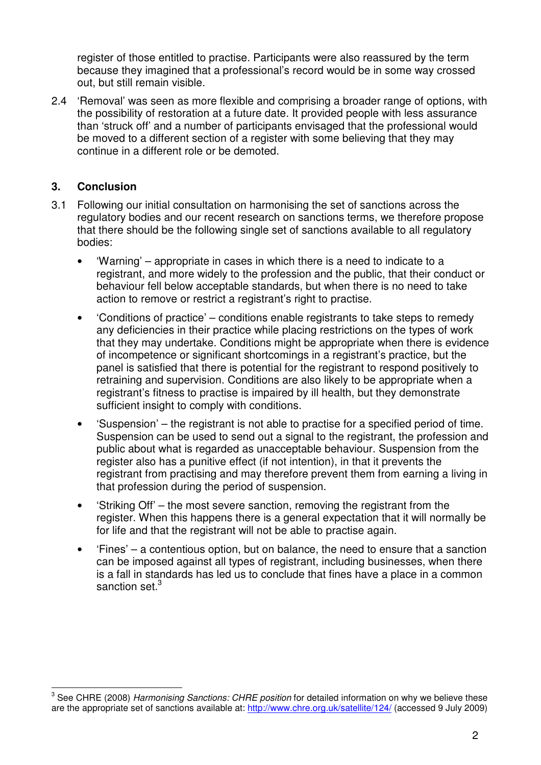register of those entitled to practise. Participants were also reassured by the term because they imagined that a professional's record would be in some way crossed out, but still remain visible.

2.4 'Removal' was seen as more flexible and comprising a broader range of options, with the possibility of restoration at a future date. It provided people with less assurance than 'struck off' and a number of participants envisaged that the professional would be moved to a different section of a register with some believing that they may continue in a different role or be demoted.

## 3. Conclusion

3.1 Following our initial consultation on harmonising the set of sanctions across the regulatory bodies and our recent research on sanctions terms, we therefore propose that there should be the following single set of sanctions available to all regulatory bodies:

- 'Warning' – appropriate in cases in which there is a need to indicate to a registrant, and more widely to the profession and the public, that their conduct or behaviour fell below acceptable standards, but when there is no need to take action to remove or restrict a registrant's right to practise.
- 'Conditions of practice' – conditions enable registrants to take steps to remedy any deficiencies in their practice while placing restrictions on the types of work that they may undertake. Conditions might be appropriate when there is evidence of incompetence or significant shortcomings in a registrant's practice, but the panel is satisfied that there is potential for the registrant to respond positively to retraining and supervision. Conditions are also likely to be appropriate when a registrant's fitness to practise is impaired by ill health, but they demonstrate sufficient insight to comply with conditions.
- 'Suspension' – the registrant is not able to practise for a specified period of time. Suspension can be used to send out a signal to the registrant, the profession and public about what is regarded as unacceptable behaviour. Suspension from the register also has a punitive effect (if not intention), in that it prevents the registrant from practising and may therefore prevent them from earning a living in that profession during the period of suspension.
- 'Striking Off' – the most severe sanction, removing the registrant from the register. When this happens there is a general expectation that it will normally be for life and that the registrant will not be able to practise again.
- 'Fines' – a contentious option, but on balance, the need to ensure that a sanction can be imposed against all types of registrant, including businesses, when there is a fall in standards has led us to conclude that fines have a place in a common sanction set.[3]

---

[3] See CHRE (2008) *Harmonising Sanctions: CHRE position* for detailed information on why we believe these are the appropriate set of sanctions available at: http://www.chre.org.uk/satellite/124/ (accessed 9 July 2009)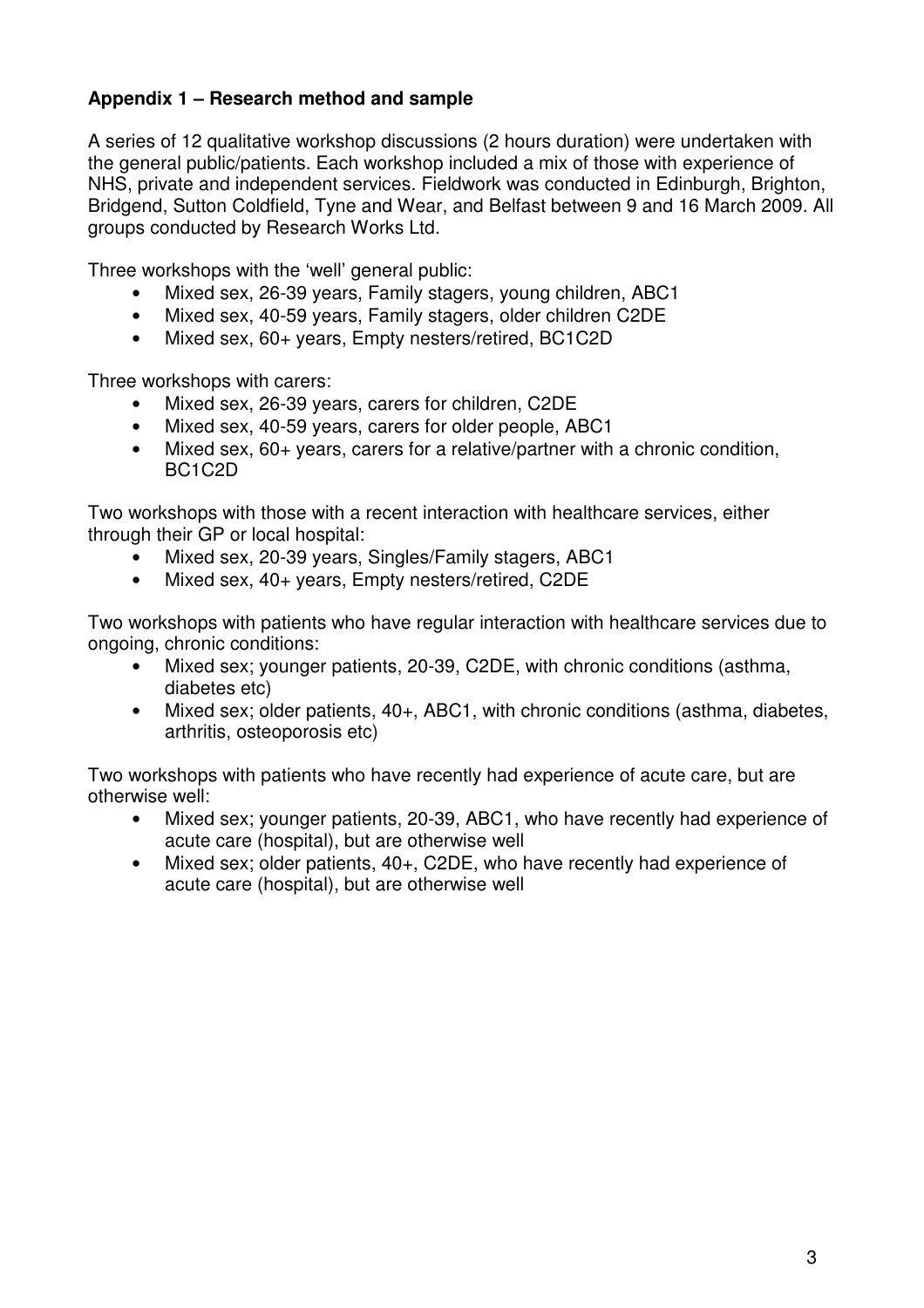**Appendix 1 – Research method and sample**

A series of 12 qualitative workshop discussions (2 hours duration) were undertaken with the general public/patients. Each workshop included a mix of those with experience of NHS, private and independent services. Fieldwork was conducted in Edinburgh, Brighton, Bridgend, Sutton Coldfield, Tyne and Wear, and Belfast between 9 and 16 March 2009. All groups conducted by Research Works Ltd.

Three workshops with the 'well' general public:

- Mixed sex, 26-39 years, Family stagers, young children, ABC1
- Mixed sex, 40-59 years, Family stagers, older children C2DE
- Mixed sex, 60+ years, Empty nesters/retired, BC1C2D

Three workshops with carers:

- Mixed sex, 26-39 years, carers for children, C2DE
- Mixed sex, 40-59 years, carers for older people, ABC1
- Mixed sex, 60+ years, carers for a relative/partner with a chronic condition, BC1C2D

Two workshops with those with a recent interaction with healthcare services, either through their GP or local hospital:

- Mixed sex, 20-39 years, Singles/Family stagers, ABC1
- Mixed sex, 40+ years, Empty nesters/retired, C2DE

Two workshops with patients who have regular interaction with healthcare services due to ongoing, chronic conditions:

- Mixed sex; younger patients, 20-39, C2DE, with chronic conditions (asthma, diabetes etc)
- Mixed sex; older patients, 40+, ABC1, with chronic conditions (asthma, diabetes, arthritis, osteoporosis etc)

Two workshops with patients who have recently had experience of acute care, but are otherwise well:

- Mixed sex; younger patients, 20-39, ABC1, who have recently had experience of acute care (hospital), but are otherwise well
- Mixed sex; older patients, 40+, C2DE, who have recently had experience of acute care (hospital), but are otherwise well